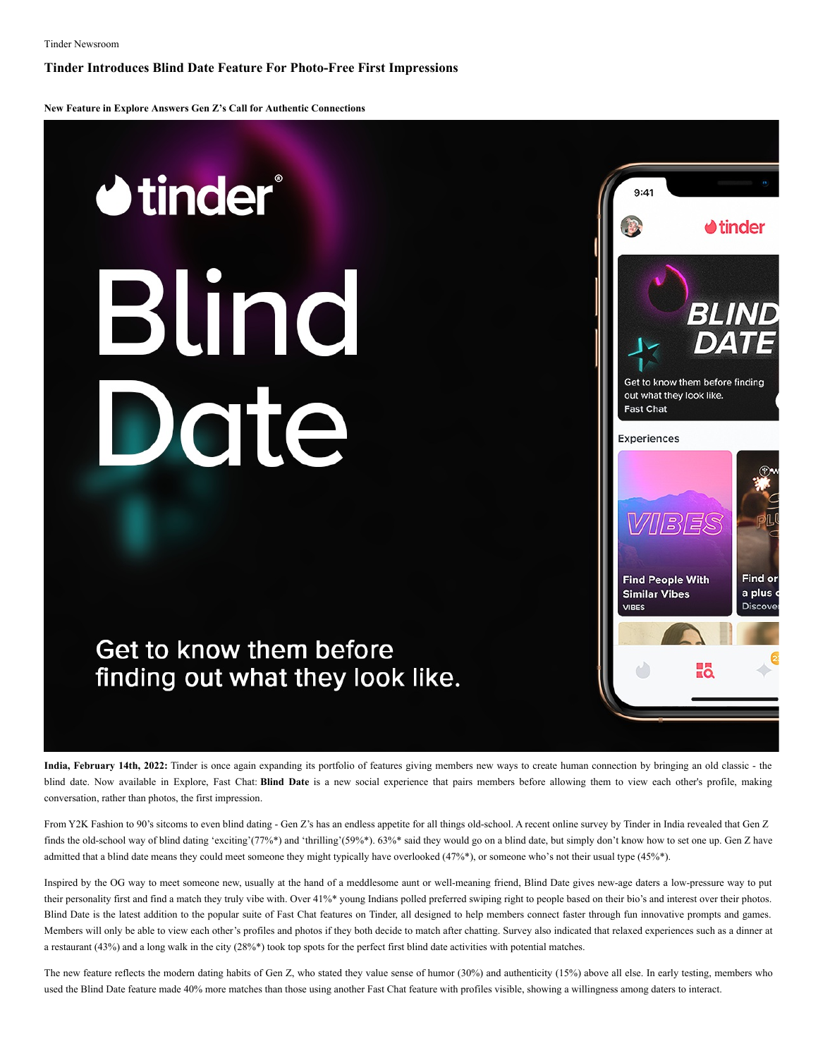Tinder Newsroom

# Tinder Introduces Blind Date Feature For Photo-Free First Impressions

### New Feature in Explore Answers Gen Z's Call for Authentic Connections

**India, February 14th, 2022:** Tinder is once again expanding its portfolio of features giving members new ways to create human connection by bringing an old classic - the blind date. Now available in Explore, Fast Chat: **Blind Date** is a new social experience that pairs members before allowing them to view each other's profile, making conversation, rather than photos, the first impression.

From Y2K Fashion to 90's sitcoms to even blind dating - Gen Z's has an endless appetite for all things old-school. A recent online survey by Tinder in India revealed that Gen Z finds the old-school way of blind dating 'exciting'(77%*) and 'thrilling'(59%*). 63%* said they would go on a blind date, but simply don't know how to set one up. Gen Z have admitted that a blind date means they could meet someone they might typically have overlooked (47%*), or someone who's not their usual type (45%*).

Inspired by the OG way to meet someone new, usually at the hand of a meddlesome aunt or well-meaning friend, Blind Date gives new-age daters a low-pressure way to put their personality first and find a match they truly vibe with. Over 41%* young Indians polled preferred swiping right to people based on their bio's and interest over their photos. Blind Date is the latest addition to the popular suite of Fast Chat features on Tinder, all designed to help members connect faster through fun innovative prompts and games. Members will only be able to view each other's profiles and photos if they both decide to match after chatting. Survey also indicated that relaxed experiences such as a dinner at a restaurant (43%) and a long walk in the city (28%*) took top spots for the perfect first blind date activities with potential matches.

The new feature reflects the modern dating habits of Gen Z, who stated they value sense of humor (30%) and authenticity (15%) above all else. In early testing, members who used the Blind Date feature made 40% more matches than those using another Fast Chat feature with profiles visible, showing a willingness among daters to interact.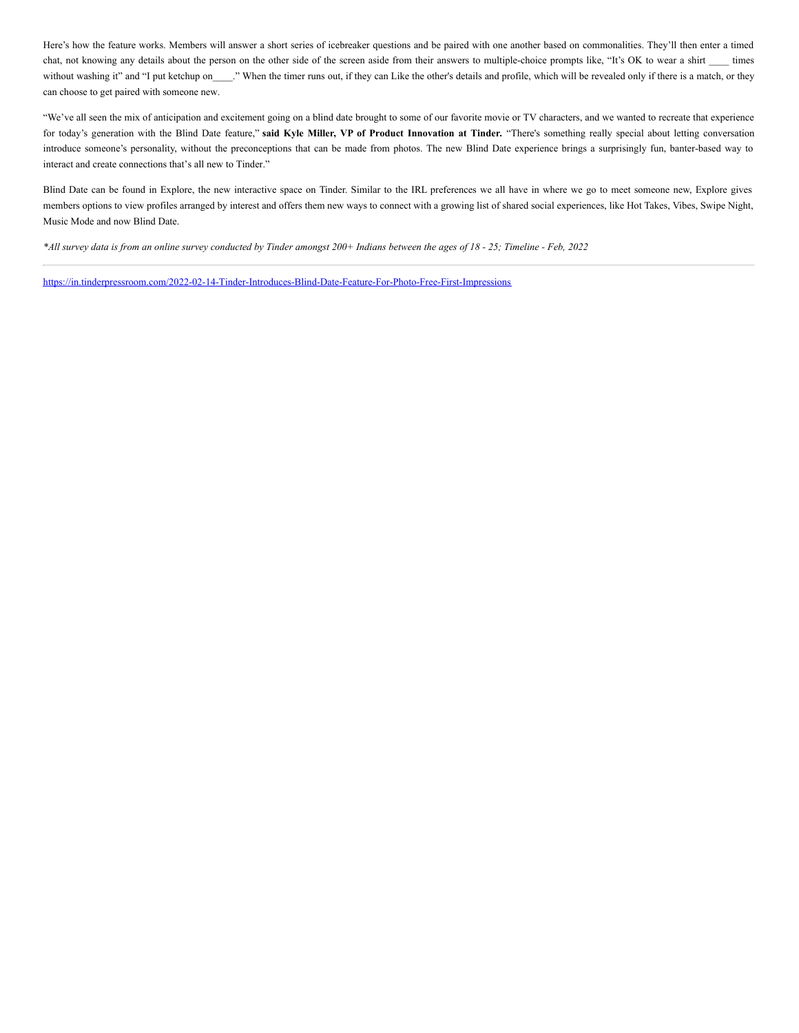Here's how the feature works. Members will answer a short series of icebreaker questions and be paired with one another based on commonalities. They'll then enter a timed chat, not knowing any details about the person on the other side of the screen aside from their answers to multiple-choice prompts like, "It's OK to wear a shirt ____ times without washing it" and "I put ketchup on____." When the timer runs out, if they can Like the other's details and profile, which will be revealed only if there is a match, or they can choose to get paired with someone new.

"We've all seen the mix of anticipation and excitement going on a blind date brought to some of our favorite movie or TV characters, and we wanted to recreate that experience for today's generation with the Blind Date feature," **said Kyle Miller, VP of Product Innovation at Tinder.** "There's something really special about letting conversation introduce someone's personality, without the preconceptions that can be made from photos. The new Blind Date experience brings a surprisingly fun, banter-based way to interact and create connections that's all new to Tinder."

Blind Date can be found in Explore, the new interactive space on Tinder. Similar to the IRL preferences we all have in where we go to meet someone new, Explore gives members options to view profiles arranged by interest and offers them new ways to connect with a growing list of shared social experiences, like Hot Takes, Vibes, Swipe Night, Music Mode and now Blind Date.

*\*All survey data is from an online survey conducted by Tinder amongst 200+ Indians between the ages of 18 - 25; Timeline - Feb, 2022*

---

https://in.tinderpressroom.com/2022-02-14-Tinder-Introduces-Blind-Date-Feature-For-Photo-Free-First-Impressions